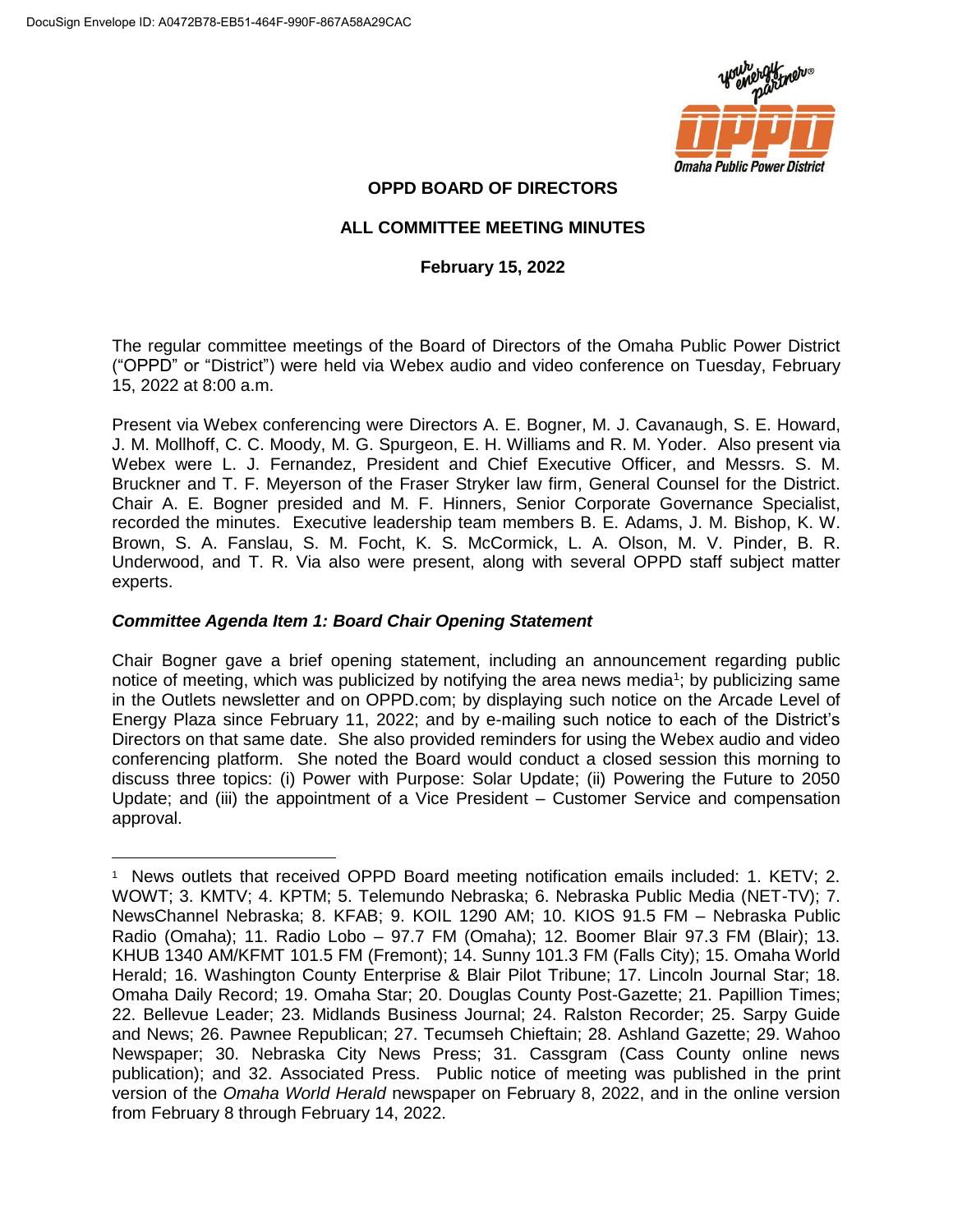DocuSign Envelope ID: A0472B78-EB51-464F-990F-867A58A29CAC

**OPPD BOARD OF DIRECTORS**

**ALL COMMITTEE MEETING MINUTES**

**February 15, 2022**

The regular committee meetings of the Board of Directors of the Omaha Public Power District ("OPPD" or "District") were held via Webex audio and video conference on Tuesday, February 15, 2022 at 8:00 a.m.

Present via Webex conferencing were Directors A. E. Bogner, M. J. Cavanaugh, S. E. Howard, J. M. Mollhoff, C. C. Moody, M. G. Spurgeon, E. H. Williams and R. M. Yoder. Also present via Webex were L. J. Fernandez, President and Chief Executive Officer, and Messrs. S. M. Bruckner and T. F. Meyerson of the Fraser Stryker law firm, General Counsel for the District. Chair A. E. Bogner presided and M. F. Hinners, Senior Corporate Governance Specialist, recorded the minutes. Executive leadership team members B. E. Adams, J. M. Bishop, K. W. Brown, S. A. Fanslau, S. M. Focht, K. S. McCormick, L. A. Olson, M. V. Pinder, B. R. Underwood, and T. R. Via also were present, along with several OPPD staff subject matter experts.

***Committee Agenda Item 1: Board Chair Opening Statement***

Chair Bogner gave a brief opening statement, including an announcement regarding public notice of meeting, which was publicized by notifying the area news media[1]; by publicizing same in the Outlets newsletter and on OPPD.com; by displaying such notice on the Arcade Level of Energy Plaza since February 11, 2022; and by e-mailing such notice to each of the District's Directors on that same date. She also provided reminders for using the Webex audio and video conferencing platform. She noted the Board would conduct a closed session this morning to discuss three topics: (i) Power with Purpose: Solar Update; (ii) Powering the Future to 2050 Update; and (iii) the appointment of a Vice President – Customer Service and compensation approval.

---

[1] News outlets that received OPPD Board meeting notification emails included: 1. KETV; 2. WOWT; 3. KMTV; 4. KPTM; 5. Telemundo Nebraska; 6. Nebraska Public Media (NET-TV); 7. NewsChannel Nebraska; 8. KFAB; 9. KOIL 1290 AM; 10. KIOS 91.5 FM – Nebraska Public Radio (Omaha); 11. Radio Lobo – 97.7 FM (Omaha); 12. Boomer Blair 97.3 FM (Blair); 13. KHUB 1340 AM/KFMT 101.5 FM (Fremont); 14. Sunny 101.3 FM (Falls City); 15. Omaha World Herald; 16. Washington County Enterprise & Blair Pilot Tribune; 17. Lincoln Journal Star; 18. Omaha Daily Record; 19. Omaha Star; 20. Douglas County Post-Gazette; 21. Papillion Times; 22. Bellevue Leader; 23. Midlands Business Journal; 24. Ralston Recorder; 25. Sarpy Guide and News; 26. Pawnee Republican; 27. Tecumseh Chieftain; 28. Ashland Gazette; 29. Wahoo Newspaper; 30. Nebraska City News Press; 31. Cassgram (Cass County online news publication); and 32. Associated Press. Public notice of meeting was published in the print version of the *Omaha World Herald* newspaper on February 8, 2022, and in the online version from February 8 through February 14, 2022.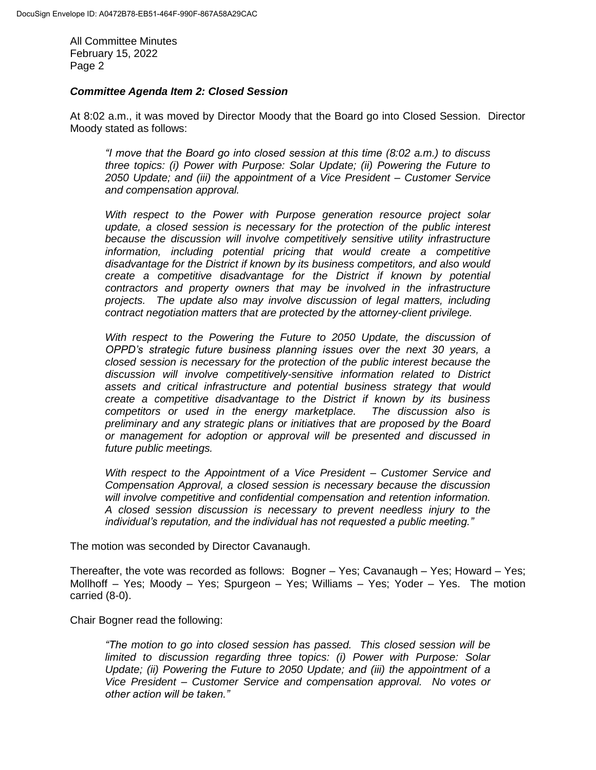### *Committee Agenda Item 2: Closed Session*

At 8:02 a.m., it was moved by Director Moody that the Board go into Closed Session. Director Moody stated as follows:

> *"I move that the Board go into closed session at this time (8:02 a.m.) to discuss three topics: (i) Power with Purpose: Solar Update; (ii) Powering the Future to 2050 Update; and (iii) the appointment of a Vice President – Customer Service and compensation approval.*
>
> *With respect to the Power with Purpose generation resource project solar update, a closed session is necessary for the protection of the public interest because the discussion will involve competitively sensitive utility infrastructure information, including potential pricing that would create a competitive disadvantage for the District if known by its business competitors, and also would create a competitive disadvantage for the District if known by potential contractors and property owners that may be involved in the infrastructure projects. The update also may involve discussion of legal matters, including contract negotiation matters that are protected by the attorney-client privilege.*
>
> *With respect to the Powering the Future to 2050 Update, the discussion of OPPD's strategic future business planning issues over the next 30 years, a closed session is necessary for the protection of the public interest because the discussion will involve competitively-sensitive information related to District assets and critical infrastructure and potential business strategy that would create a competitive disadvantage to the District if known by its business competitors or used in the energy marketplace. The discussion also is preliminary and any strategic plans or initiatives that are proposed by the Board or management for adoption or approval will be presented and discussed in future public meetings.*
>
> *With respect to the Appointment of a Vice President – Customer Service and Compensation Approval, a closed session is necessary because the discussion will involve competitive and confidential compensation and retention information. A closed session discussion is necessary to prevent needless injury to the individual's reputation, and the individual has not requested a public meeting."*

The motion was seconded by Director Cavanaugh.

Thereafter, the vote was recorded as follows: Bogner – Yes; Cavanaugh – Yes; Howard – Yes; Mollhoff – Yes; Moody – Yes; Spurgeon – Yes; Williams – Yes; Yoder – Yes. The motion carried (8-0).

Chair Bogner read the following:

> *"The motion to go into closed session has passed. This closed session will be limited to discussion regarding three topics: (i) Power with Purpose: Solar Update; (ii) Powering the Future to 2050 Update; and (iii) the appointment of a Vice President – Customer Service and compensation approval. No votes or other action will be taken."*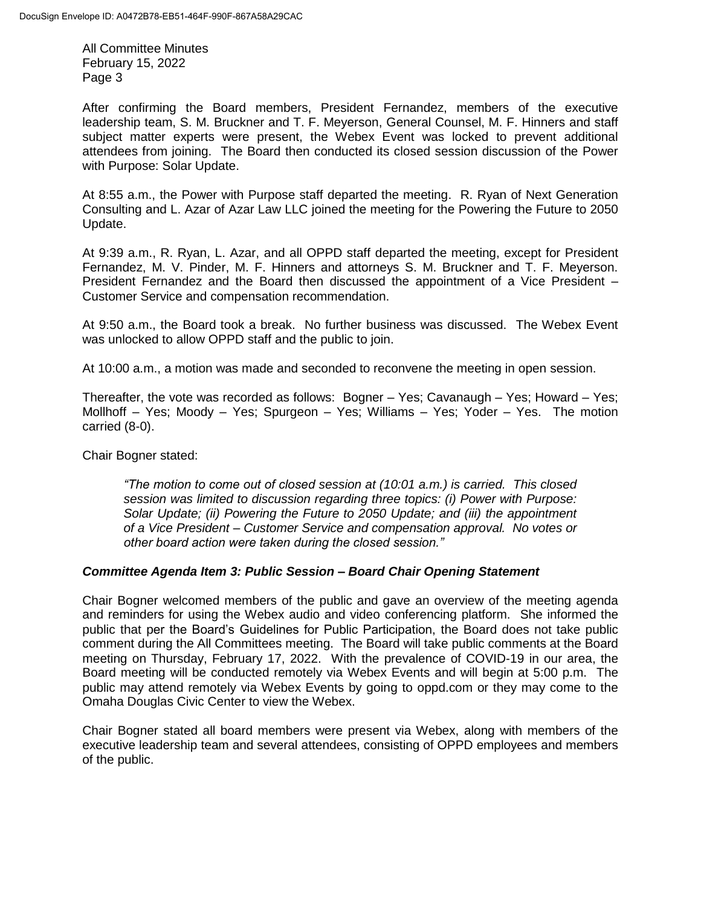After confirming the Board members, President Fernandez, members of the executive leadership team, S. M. Bruckner and T. F. Meyerson, General Counsel, M. F. Hinners and staff subject matter experts were present, the Webex Event was locked to prevent additional attendees from joining. The Board then conducted its closed session discussion of the Power with Purpose: Solar Update.

At 8:55 a.m., the Power with Purpose staff departed the meeting. R. Ryan of Next Generation Consulting and L. Azar of Azar Law LLC joined the meeting for the Powering the Future to 2050 Update.

At 9:39 a.m., R. Ryan, L. Azar, and all OPPD staff departed the meeting, except for President Fernandez, M. V. Pinder, M. F. Hinners and attorneys S. M. Bruckner and T. F. Meyerson. President Fernandez and the Board then discussed the appointment of a Vice President – Customer Service and compensation recommendation.

At 9:50 a.m., the Board took a break. No further business was discussed. The Webex Event was unlocked to allow OPPD staff and the public to join.

At 10:00 a.m., a motion was made and seconded to reconvene the meeting in open session.

Thereafter, the vote was recorded as follows: Bogner – Yes; Cavanaugh – Yes; Howard – Yes; Mollhoff – Yes; Moody – Yes; Spurgeon – Yes; Williams – Yes; Yoder – Yes. The motion carried (8-0).

Chair Bogner stated:

> *"The motion to come out of closed session at (10:01 a.m.) is carried. This closed session was limited to discussion regarding three topics: (i) Power with Purpose: Solar Update; (ii) Powering the Future to 2050 Update; and (iii) the appointment of a Vice President – Customer Service and compensation approval. No votes or other board action were taken during the closed session."*

### *Committee Agenda Item 3: Public Session – Board Chair Opening Statement*

Chair Bogner welcomed members of the public and gave an overview of the meeting agenda and reminders for using the Webex audio and video conferencing platform. She informed the public that per the Board's Guidelines for Public Participation, the Board does not take public comment during the All Committees meeting. The Board will take public comments at the Board meeting on Thursday, February 17, 2022. With the prevalence of COVID-19 in our area, the Board meeting will be conducted remotely via Webex Events and will begin at 5:00 p.m. The public may attend remotely via Webex Events by going to oppd.com or they may come to the Omaha Douglas Civic Center to view the Webex.

Chair Bogner stated all board members were present via Webex, along with members of the executive leadership team and several attendees, consisting of OPPD employees and members of the public.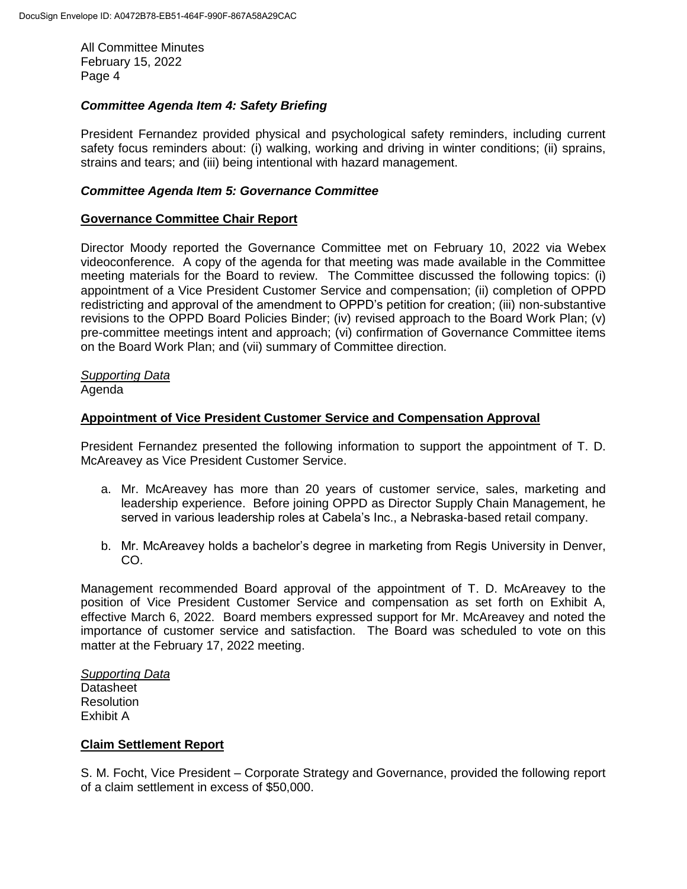### *Committee Agenda Item 4: Safety Briefing*

President Fernandez provided physical and psychological safety reminders, including current safety focus reminders about: (i) walking, working and driving in winter conditions; (ii) sprains, strains and tears; and (iii) being intentional with hazard management.

### *Committee Agenda Item 5: Governance Committee*

**Governance Committee Chair Report**

Director Moody reported the Governance Committee met on February 10, 2022 via Webex videoconference. A copy of the agenda for that meeting was made available in the Committee meeting materials for the Board to review. The Committee discussed the following topics: (i) appointment of a Vice President Customer Service and compensation; (ii) completion of OPPD redistricting and approval of the amendment to OPPD's petition for creation; (iii) non-substantive revisions to the OPPD Board Policies Binder; (iv) revised approach to the Board Work Plan; (v) pre-committee meetings intent and approach; (vi) confirmation of Governance Committee items on the Board Work Plan; and (vii) summary of Committee direction.

*Supporting Data*
Agenda

**Appointment of Vice President Customer Service and Compensation Approval**

President Fernandez presented the following information to support the appointment of T. D. McAreavey as Vice President Customer Service.

a. Mr. McAreavey has more than 20 years of customer service, sales, marketing and leadership experience. Before joining OPPD as Director Supply Chain Management, he served in various leadership roles at Cabela's Inc., a Nebraska-based retail company.

b. Mr. McAreavey holds a bachelor's degree in marketing from Regis University in Denver, CO.

Management recommended Board approval of the appointment of T. D. McAreavey to the position of Vice President Customer Service and compensation as set forth on Exhibit A, effective March 6, 2022. Board members expressed support for Mr. McAreavey and noted the importance of customer service and satisfaction. The Board was scheduled to vote on this matter at the February 17, 2022 meeting.

*Supporting Data*
Datasheet
Resolution
Exhibit A

**Claim Settlement Report**

S. M. Focht, Vice President – Corporate Strategy and Governance, provided the following report of a claim settlement in excess of $50,000.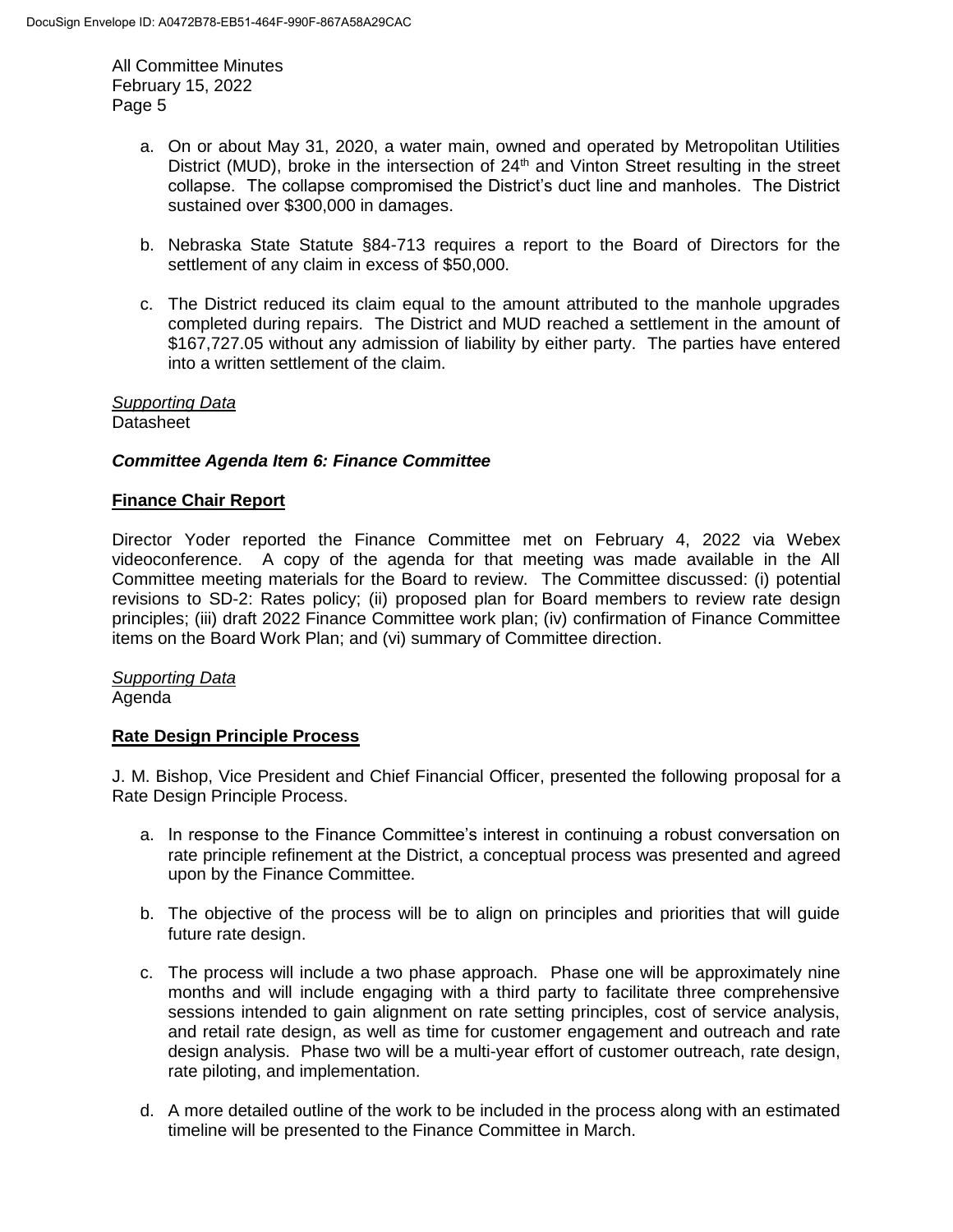a. On or about May 31, 2020, a water main, owned and operated by Metropolitan Utilities District (MUD), broke in the intersection of 24th and Vinton Street resulting in the street collapse. The collapse compromised the District's duct line and manholes. The District sustained over $300,000 in damages.

b. Nebraska State Statute §84-713 requires a report to the Board of Directors for the settlement of any claim in excess of $50,000.

c. The District reduced its claim equal to the amount attributed to the manhole upgrades completed during repairs. The District and MUD reached a settlement in the amount of $167,727.05 without any admission of liability by either party. The parties have entered into a written settlement of the claim.

*Supporting Data*
Datasheet

### *Committee Agenda Item 6: Finance Committee*

**Finance Chair Report**

Director Yoder reported the Finance Committee met on February 4, 2022 via Webex videoconference. A copy of the agenda for that meeting was made available in the All Committee meeting materials for the Board to review. The Committee discussed: (i) potential revisions to SD-2: Rates policy; (ii) proposed plan for Board members to review rate design principles; (iii) draft 2022 Finance Committee work plan; (iv) confirmation of Finance Committee items on the Board Work Plan; and (vi) summary of Committee direction.

*Supporting Data*
Agenda

**Rate Design Principle Process**

J. M. Bishop, Vice President and Chief Financial Officer, presented the following proposal for a Rate Design Principle Process.

a. In response to the Finance Committee's interest in continuing a robust conversation on rate principle refinement at the District, a conceptual process was presented and agreed upon by the Finance Committee.

b. The objective of the process will be to align on principles and priorities that will guide future rate design.

c. The process will include a two phase approach. Phase one will be approximately nine months and will include engaging with a third party to facilitate three comprehensive sessions intended to gain alignment on rate setting principles, cost of service analysis, and retail rate design, as well as time for customer engagement and outreach and rate design analysis. Phase two will be a multi-year effort of customer outreach, rate design, rate piloting, and implementation.

d. A more detailed outline of the work to be included in the process along with an estimated timeline will be presented to the Finance Committee in March.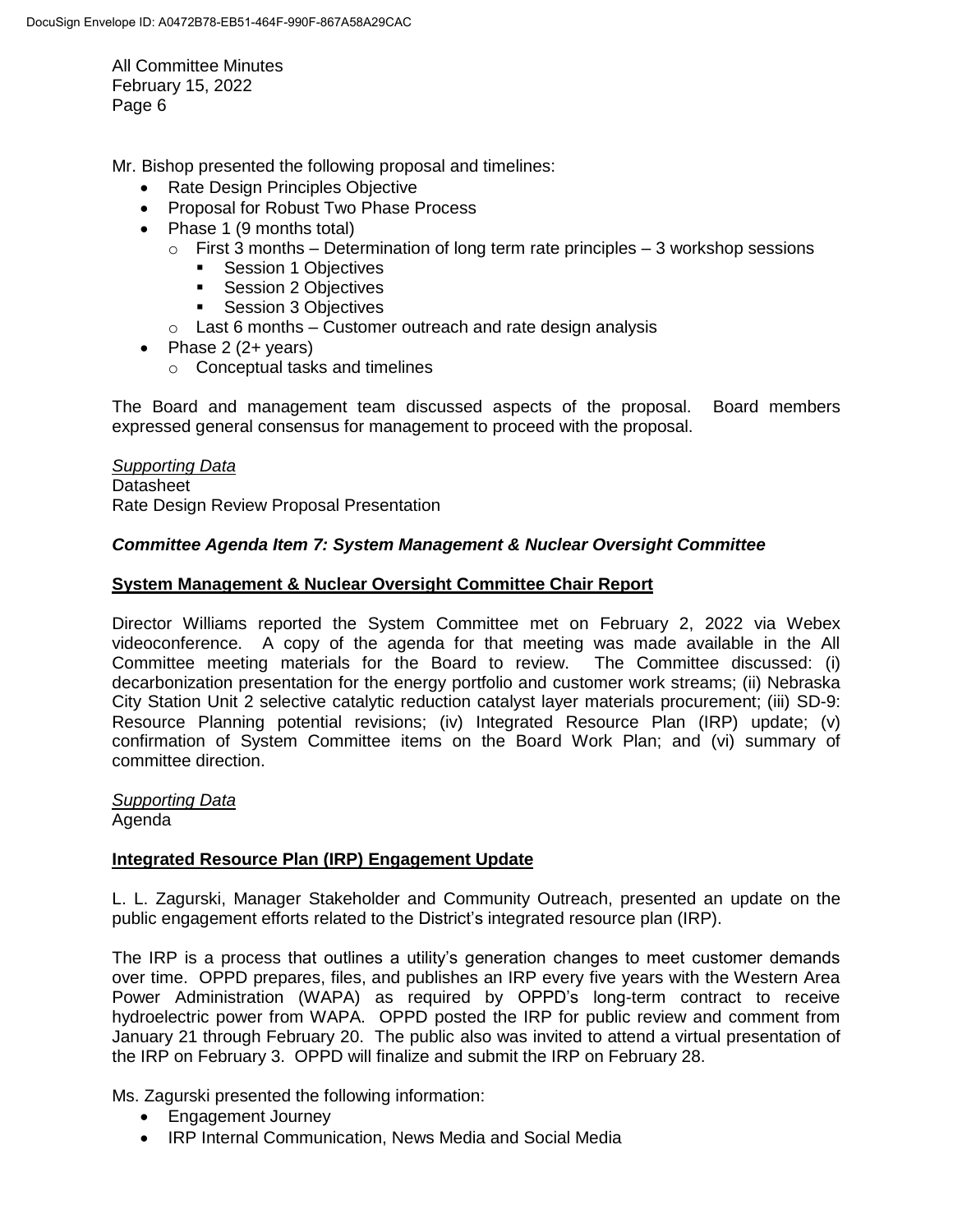Mr. Bishop presented the following proposal and timelines:

- Rate Design Principles Objective
- Proposal for Robust Two Phase Process
- Phase 1 (9 months total)
  - First 3 months – Determination of long term rate principles – 3 workshop sessions
    - Session 1 Objectives
    - Session 2 Objectives
    - Session 3 Objectives
  - Last 6 months – Customer outreach and rate design analysis
- Phase 2 (2+ years)
  - Conceptual tasks and timelines

The Board and management team discussed aspects of the proposal. Board members expressed general consensus for management to proceed with the proposal.

*Supporting Data*
Datasheet
Rate Design Review Proposal Presentation

### ***Committee Agenda Item 7: System Management & Nuclear Oversight Committee***

**System Management & Nuclear Oversight Committee Chair Report**

Director Williams reported the System Committee met on February 2, 2022 via Webex videoconference. A copy of the agenda for that meeting was made available in the All Committee meeting materials for the Board to review. The Committee discussed: (i) decarbonization presentation for the energy portfolio and customer work streams; (ii) Nebraska City Station Unit 2 selective catalytic reduction catalyst layer materials procurement; (iii) SD-9: Resource Planning potential revisions; (iv) Integrated Resource Plan (IRP) update; (v) confirmation of System Committee items on the Board Work Plan; and (vi) summary of committee direction.

*Supporting Data*
Agenda

**Integrated Resource Plan (IRP) Engagement Update**

L. L. Zagurski, Manager Stakeholder and Community Outreach, presented an update on the public engagement efforts related to the District's integrated resource plan (IRP).

The IRP is a process that outlines a utility's generation changes to meet customer demands over time. OPPD prepares, files, and publishes an IRP every five years with the Western Area Power Administration (WAPA) as required by OPPD's long-term contract to receive hydroelectric power from WAPA. OPPD posted the IRP for public review and comment from January 21 through February 20. The public also was invited to attend a virtual presentation of the IRP on February 3. OPPD will finalize and submit the IRP on February 28.

Ms. Zagurski presented the following information:

- Engagement Journey
- IRP Internal Communication, News Media and Social Media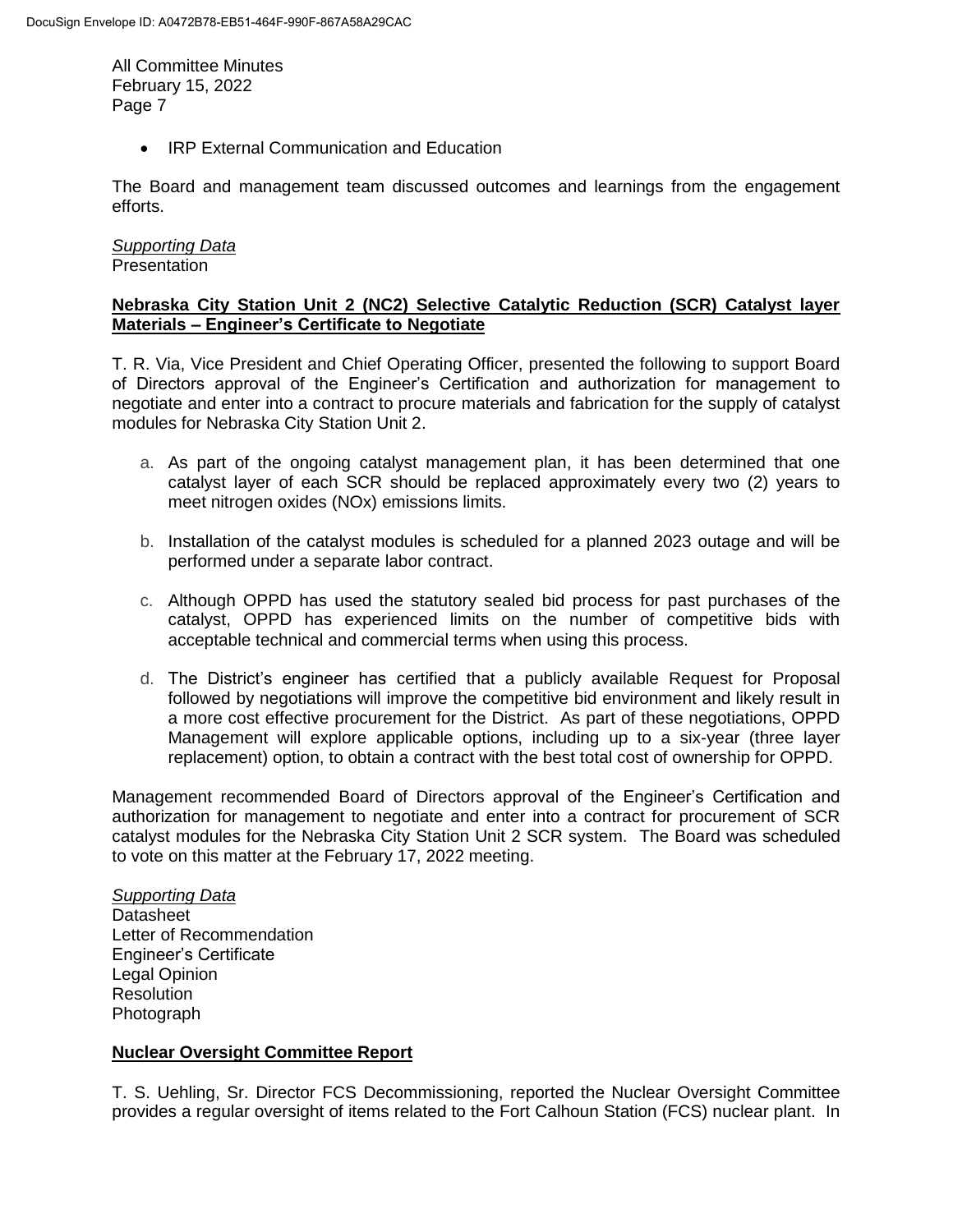- IRP External Communication and Education

The Board and management team discussed outcomes and learnings from the engagement efforts.

*Supporting Data*
Presentation

**Nebraska City Station Unit 2 (NC2) Selective Catalytic Reduction (SCR) Catalyst layer Materials – Engineer's Certificate to Negotiate**

T. R. Via, Vice President and Chief Operating Officer, presented the following to support Board of Directors approval of the Engineer's Certification and authorization for management to negotiate and enter into a contract to procure materials and fabrication for the supply of catalyst modules for Nebraska City Station Unit 2.

a. As part of the ongoing catalyst management plan, it has been determined that one catalyst layer of each SCR should be replaced approximately every two (2) years to meet nitrogen oxides (NOx) emissions limits.

b. Installation of the catalyst modules is scheduled for a planned 2023 outage and will be performed under a separate labor contract.

c. Although OPPD has used the statutory sealed bid process for past purchases of the catalyst, OPPD has experienced limits on the number of competitive bids with acceptable technical and commercial terms when using this process.

d. The District's engineer has certified that a publicly available Request for Proposal followed by negotiations will improve the competitive bid environment and likely result in a more cost effective procurement for the District. As part of these negotiations, OPPD Management will explore applicable options, including up to a six-year (three layer replacement) option, to obtain a contract with the best total cost of ownership for OPPD.

Management recommended Board of Directors approval of the Engineer's Certification and authorization for management to negotiate and enter into a contract for procurement of SCR catalyst modules for the Nebraska City Station Unit 2 SCR system. The Board was scheduled to vote on this matter at the February 17, 2022 meeting.

*Supporting Data*
Datasheet
Letter of Recommendation
Engineer's Certificate
Legal Opinion
Resolution
Photograph

**Nuclear Oversight Committee Report**

T. S. Uehling, Sr. Director FCS Decommissioning, reported the Nuclear Oversight Committee provides a regular oversight of items related to the Fort Calhoun Station (FCS) nuclear plant. In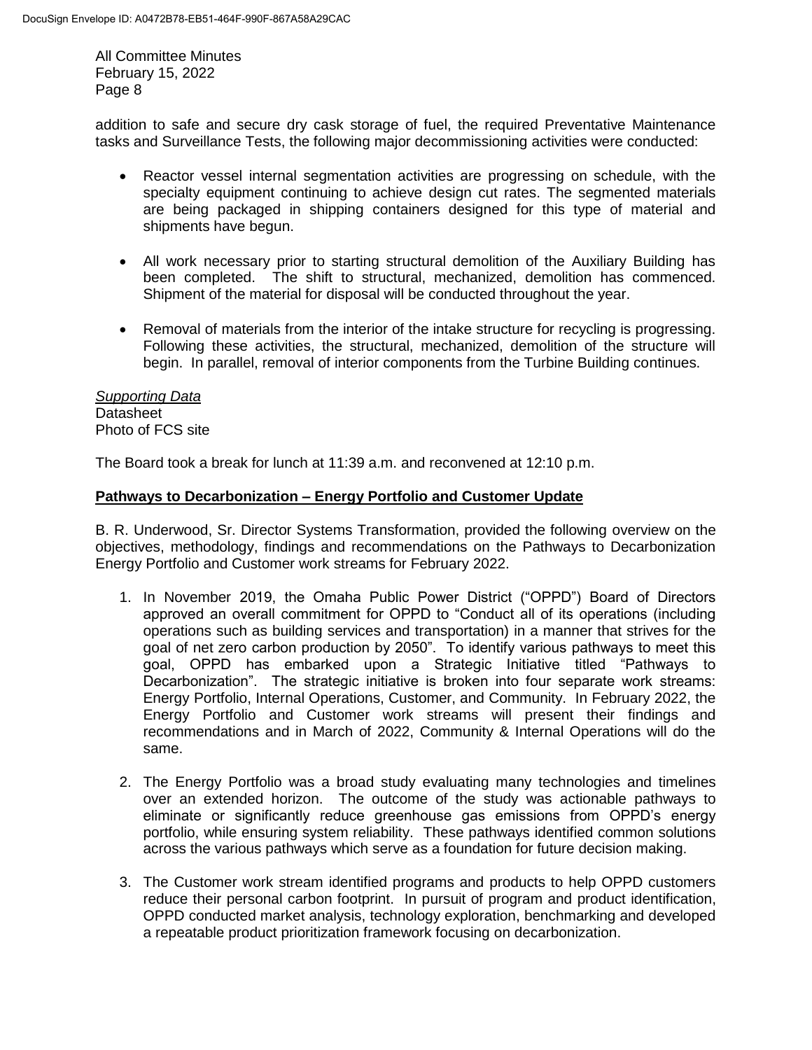addition to safe and secure dry cask storage of fuel, the required Preventative Maintenance tasks and Surveillance Tests, the following major decommissioning activities were conducted:

- Reactor vessel internal segmentation activities are progressing on schedule, with the specialty equipment continuing to achieve design cut rates. The segmented materials are being packaged in shipping containers designed for this type of material and shipments have begun.

- All work necessary prior to starting structural demolition of the Auxiliary Building has been completed. The shift to structural, mechanized, demolition has commenced. Shipment of the material for disposal will be conducted throughout the year.

- Removal of materials from the interior of the intake structure for recycling is progressing. Following these activities, the structural, mechanized, demolition of the structure will begin. In parallel, removal of interior components from the Turbine Building continues.

*<u>Supporting Data</u>*
Datasheet
Photo of FCS site

The Board took a break for lunch at 11:39 a.m. and reconvened at 12:10 p.m.

**<u>Pathways to Decarbonization – Energy Portfolio and Customer Update</u>**

B. R. Underwood, Sr. Director Systems Transformation, provided the following overview on the objectives, methodology, findings and recommendations on the Pathways to Decarbonization Energy Portfolio and Customer work streams for February 2022.

1. In November 2019, the Omaha Public Power District ("OPPD") Board of Directors approved an overall commitment for OPPD to "Conduct all of its operations (including operations such as building services and transportation) in a manner that strives for the goal of net zero carbon production by 2050". To identify various pathways to meet this goal, OPPD has embarked upon a Strategic Initiative titled "Pathways to Decarbonization". The strategic initiative is broken into four separate work streams: Energy Portfolio, Internal Operations, Customer, and Community. In February 2022, the Energy Portfolio and Customer work streams will present their findings and recommendations and in March of 2022, Community & Internal Operations will do the same.

2. The Energy Portfolio was a broad study evaluating many technologies and timelines over an extended horizon. The outcome of the study was actionable pathways to eliminate or significantly reduce greenhouse gas emissions from OPPD's energy portfolio, while ensuring system reliability. These pathways identified common solutions across the various pathways which serve as a foundation for future decision making.

3. The Customer work stream identified programs and products to help OPPD customers reduce their personal carbon footprint. In pursuit of program and product identification, OPPD conducted market analysis, technology exploration, benchmarking and developed a repeatable product prioritization framework focusing on decarbonization.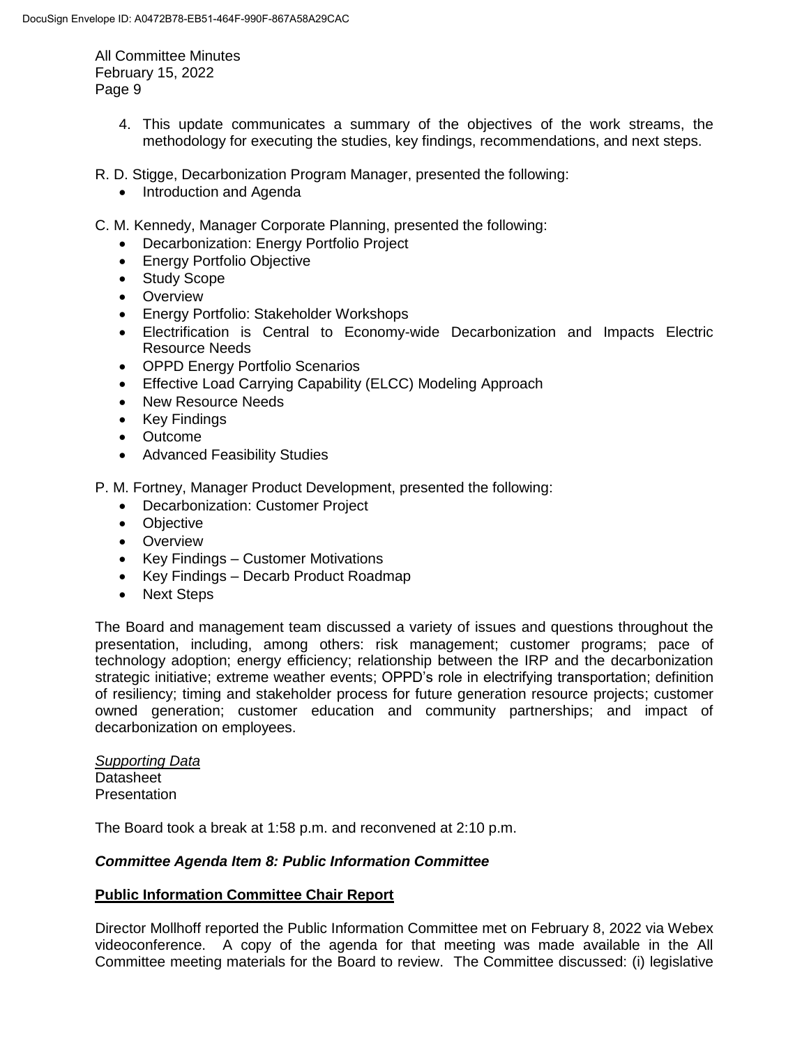4. This update communicates a summary of the objectives of the work streams, the methodology for executing the studies, key findings, recommendations, and next steps.

R. D. Stigge, Decarbonization Program Manager, presented the following:

- Introduction and Agenda

C. M. Kennedy, Manager Corporate Planning, presented the following:

- Decarbonization: Energy Portfolio Project
- Energy Portfolio Objective
- Study Scope
- Overview
- Energy Portfolio: Stakeholder Workshops
- Electrification is Central to Economy-wide Decarbonization and Impacts Electric Resource Needs
- OPPD Energy Portfolio Scenarios
- Effective Load Carrying Capability (ELCC) Modeling Approach
- New Resource Needs
- Key Findings
- Outcome
- Advanced Feasibility Studies

P. M. Fortney, Manager Product Development, presented the following:

- Decarbonization: Customer Project
- Objective
- Overview
- Key Findings – Customer Motivations
- Key Findings – Decarb Product Roadmap
- Next Steps

The Board and management team discussed a variety of issues and questions throughout the presentation, including, among others: risk management; customer programs; pace of technology adoption; energy efficiency; relationship between the IRP and the decarbonization strategic initiative; extreme weather events; OPPD's role in electrifying transportation; definition of resiliency; timing and stakeholder process for future generation resource projects; customer owned generation; customer education and community partnerships; and impact of decarbonization on employees.

*Supporting Data*
Datasheet
Presentation

The Board took a break at 1:58 p.m. and reconvened at 2:10 p.m.

***Committee Agenda Item 8: Public Information Committee***

**Public Information Committee Chair Report**

Director Mollhoff reported the Public Information Committee met on February 8, 2022 via Webex videoconference. A copy of the agenda for that meeting was made available in the All Committee meeting materials for the Board to review. The Committee discussed: (i) legislative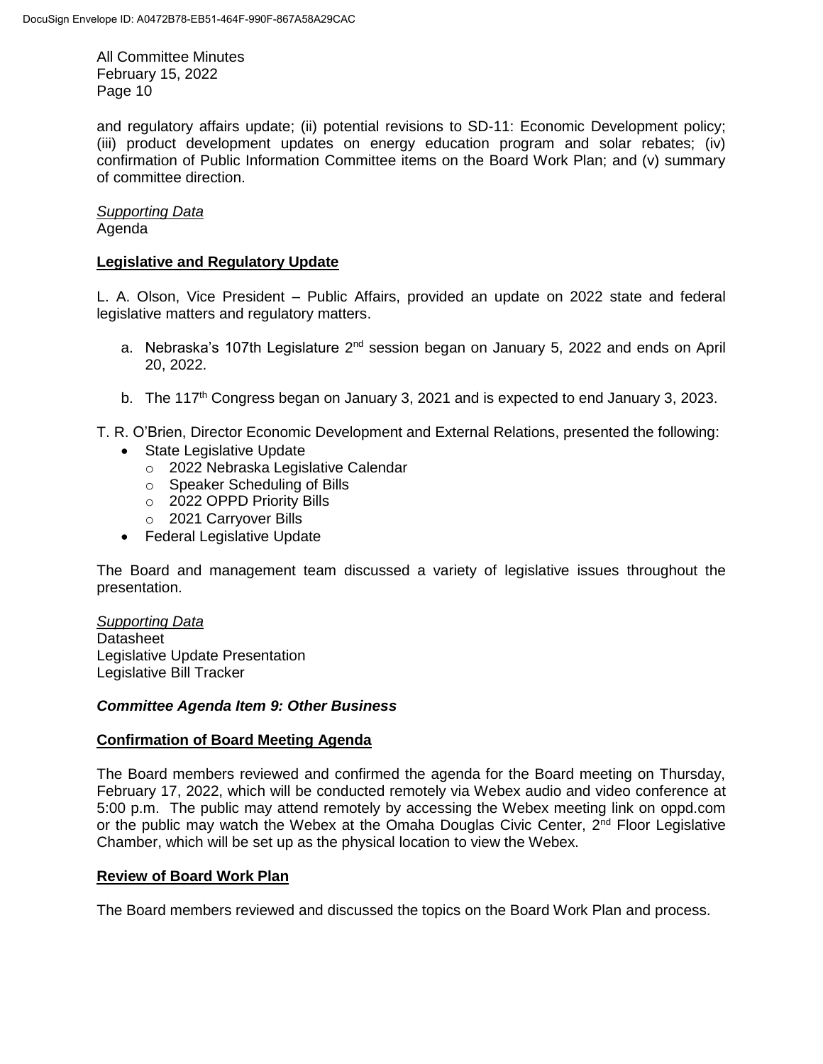and regulatory affairs update; (ii) potential revisions to SD-11: Economic Development policy; (iii) product development updates on energy education program and solar rebates; (iv) confirmation of Public Information Committee items on the Board Work Plan; and (v) summary of committee direction.

*Supporting Data*
Agenda

**Legislative and Regulatory Update**

L. A. Olson, Vice President – Public Affairs, provided an update on 2022 state and federal legislative matters and regulatory matters.

a. Nebraska's 107th Legislature 2nd session began on January 5, 2022 and ends on April 20, 2022.

b. The 117th Congress began on January 3, 2021 and is expected to end January 3, 2023.

T. R. O'Brien, Director Economic Development and External Relations, presented the following:

- State Legislative Update
  - 2022 Nebraska Legislative Calendar
  - Speaker Scheduling of Bills
  - 2022 OPPD Priority Bills
  - 2021 Carryover Bills
- Federal Legislative Update

The Board and management team discussed a variety of legislative issues throughout the presentation.

*Supporting Data*
Datasheet
Legislative Update Presentation
Legislative Bill Tracker

### *Committee Agenda Item 9: Other Business*

**Confirmation of Board Meeting Agenda**

The Board members reviewed and confirmed the agenda for the Board meeting on Thursday, February 17, 2022, which will be conducted remotely via Webex audio and video conference at 5:00 p.m. The public may attend remotely by accessing the Webex meeting link on oppd.com or the public may watch the Webex at the Omaha Douglas Civic Center, 2nd Floor Legislative Chamber, which will be set up as the physical location to view the Webex.

**Review of Board Work Plan**

The Board members reviewed and discussed the topics on the Board Work Plan and process.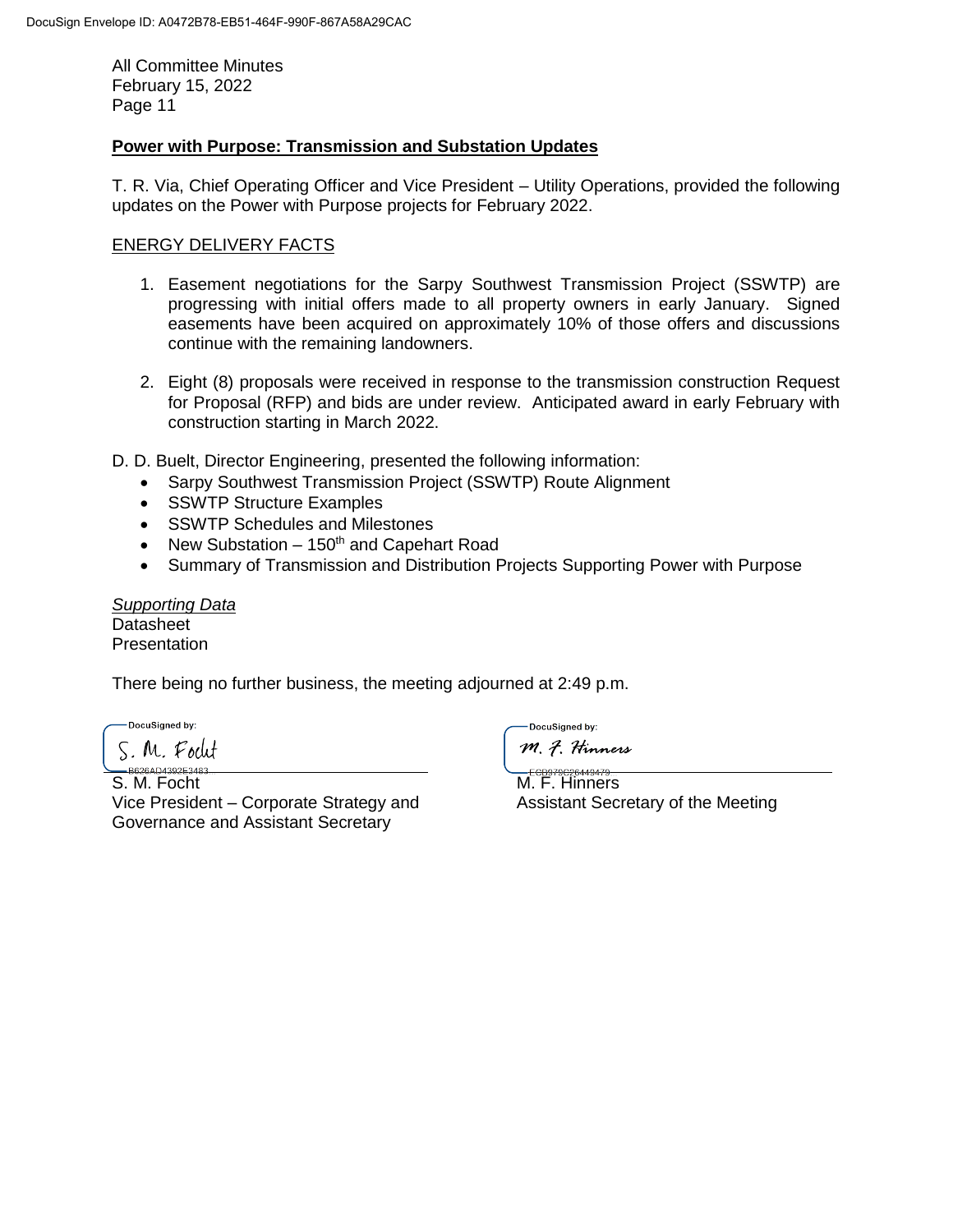## Power with Purpose: Transmission and Substation Updates

T. R. Via, Chief Operating Officer and Vice President – Utility Operations, provided the following updates on the Power with Purpose projects for February 2022.

ENERGY DELIVERY FACTS

1. Easement negotiations for the Sarpy Southwest Transmission Project (SSWTP) are progressing with initial offers made to all property owners in early January. Signed easements have been acquired on approximately 10% of those offers and discussions continue with the remaining landowners.

2. Eight (8) proposals were received in response to the transmission construction Request for Proposal (RFP) and bids are under review. Anticipated award in early February with construction starting in March 2022.

D. D. Buelt, Director Engineering, presented the following information:

- Sarpy Southwest Transmission Project (SSWTP) Route Alignment
- SSWTP Structure Examples
- SSWTP Schedules and Milestones
- New Substation – 150th and Capehart Road
- Summary of Transmission and Distribution Projects Supporting Power with Purpose

*Supporting Data*
Datasheet
Presentation

There being no further business, the meeting adjourned at 2:49 p.m.

DocuSigned by:
S. M. Focht
B626AD4392E3483...
S. M. Focht
Vice President – Corporate Strategy and Governance and Assistant Secretary

DocuSigned by:
M. F. Hinners
ECB979C26449479...
M. F. Hinners
Assistant Secretary of the Meeting